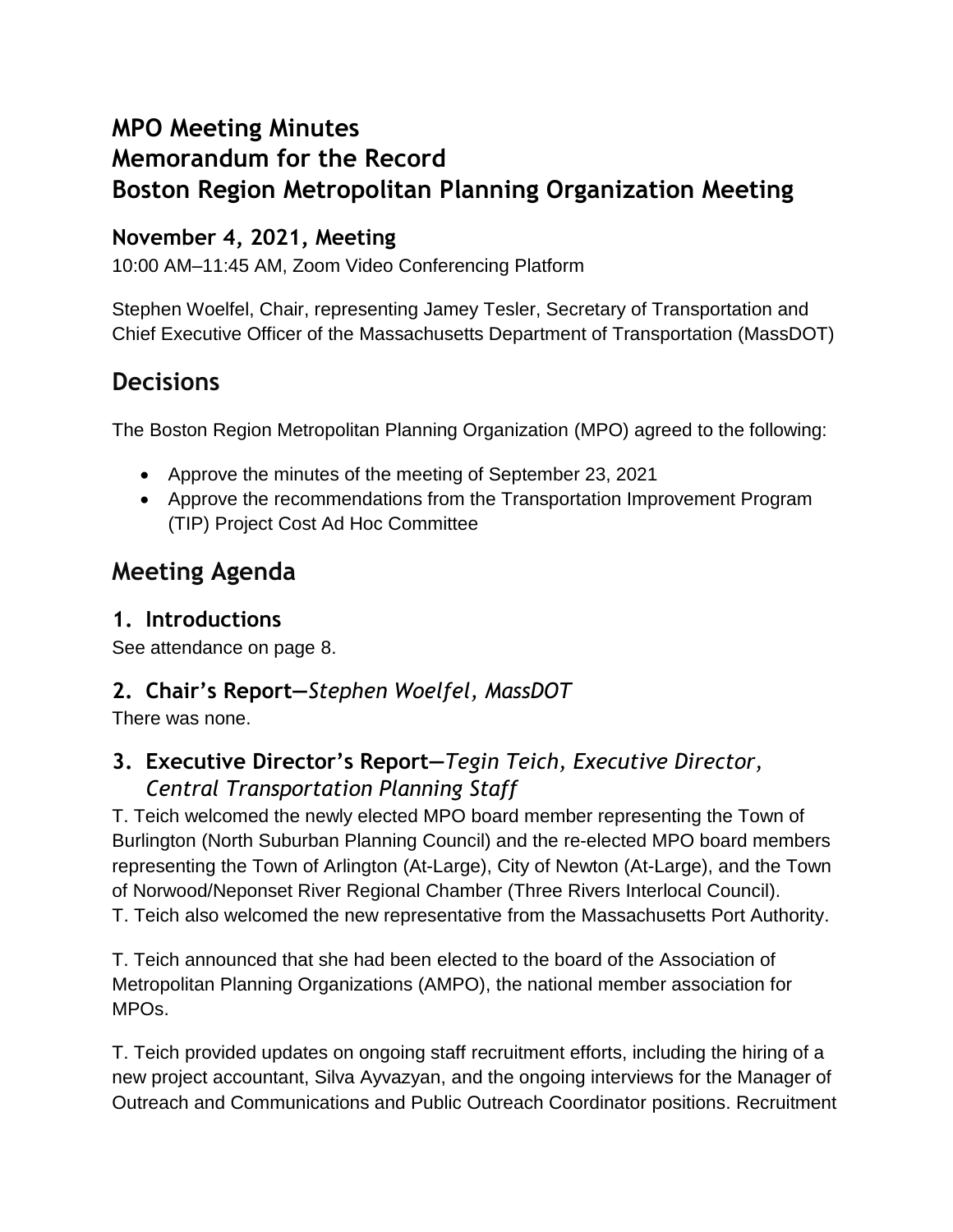# MPO Meeting Minutes
# Memorandum for the Record
# Boston Region Metropolitan Planning Organization Meeting

### November 4, 2021, Meeting

10:00 AM–11:45 AM, Zoom Video Conferencing Platform

Stephen Woelfel, Chair, representing Jamey Tesler, Secretary of Transportation and Chief Executive Officer of the Massachusetts Department of Transportation (MassDOT)

## Decisions

The Boston Region Metropolitan Planning Organization (MPO) agreed to the following:

- Approve the minutes of the meeting of September 23, 2021
- Approve the recommendations from the Transportation Improvement Program (TIP) Project Cost Ad Hoc Committee

## Meeting Agenda

### 1. Introductions

See attendance on page 8.

### 2. Chair's Report—*Stephen Woelfel, MassDOT*

There was none.

### 3. Executive Director's Report—*Tegin Teich, Executive Director, Central Transportation Planning Staff*

T. Teich welcomed the newly elected MPO board member representing the Town of Burlington (North Suburban Planning Council) and the re-elected MPO board members representing the Town of Arlington (At-Large), City of Newton (At-Large), and the Town of Norwood/Neponset River Regional Chamber (Three Rivers Interlocal Council). T. Teich also welcomed the new representative from the Massachusetts Port Authority.

T. Teich announced that she had been elected to the board of the Association of Metropolitan Planning Organizations (AMPO), the national member association for MPOs.

T. Teich provided updates on ongoing staff recruitment efforts, including the hiring of a new project accountant, Silva Ayvazyan, and the ongoing interviews for the Manager of Outreach and Communications and Public Outreach Coordinator positions. Recruitment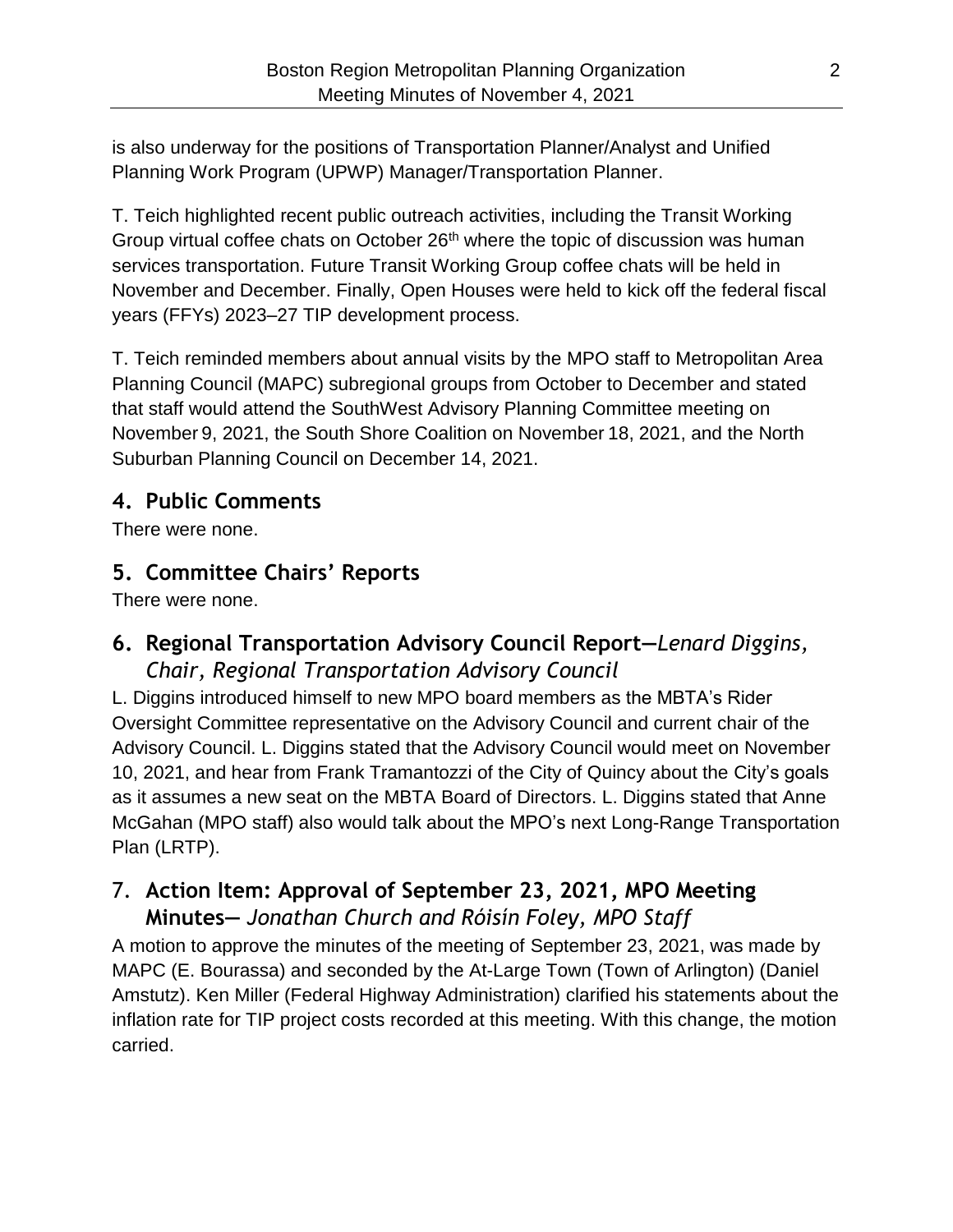is also underway for the positions of Transportation Planner/Analyst and Unified Planning Work Program (UPWP) Manager/Transportation Planner.

T. Teich highlighted recent public outreach activities, including the Transit Working Group virtual coffee chats on October 26th where the topic of discussion was human services transportation. Future Transit Working Group coffee chats will be held in November and December. Finally, Open Houses were held to kick off the federal fiscal years (FFYs) 2023–27 TIP development process.

T. Teich reminded members about annual visits by the MPO staff to Metropolitan Area Planning Council (MAPC) subregional groups from October to December and stated that staff would attend the SouthWest Advisory Planning Committee meeting on November 9, 2021, the South Shore Coalition on November 18, 2021, and the North Suburban Planning Council on December 14, 2021.

## 4. Public Comments

There were none.

## 5. Committee Chairs' Reports

There were none.

## 6. Regional Transportation Advisory Council Report—*Lenard Diggins, Chair, Regional Transportation Advisory Council*

L. Diggins introduced himself to new MPO board members as the MBTA's Rider Oversight Committee representative on the Advisory Council and current chair of the Advisory Council. L. Diggins stated that the Advisory Council would meet on November 10, 2021, and hear from Frank Tramantozzi of the City of Quincy about the City's goals as it assumes a new seat on the MBTA Board of Directors. L. Diggins stated that Anne McGahan (MPO staff) also would talk about the MPO's next Long-Range Transportation Plan (LRTP).

## 7. Action Item: Approval of September 23, 2021, MPO Meeting Minutes— *Jonathan Church and Róisín Foley, MPO Staff*

A motion to approve the minutes of the meeting of September 23, 2021, was made by MAPC (E. Bourassa) and seconded by the At-Large Town (Town of Arlington) (Daniel Amstutz). Ken Miller (Federal Highway Administration) clarified his statements about the inflation rate for TIP project costs recorded at this meeting. With this change, the motion carried.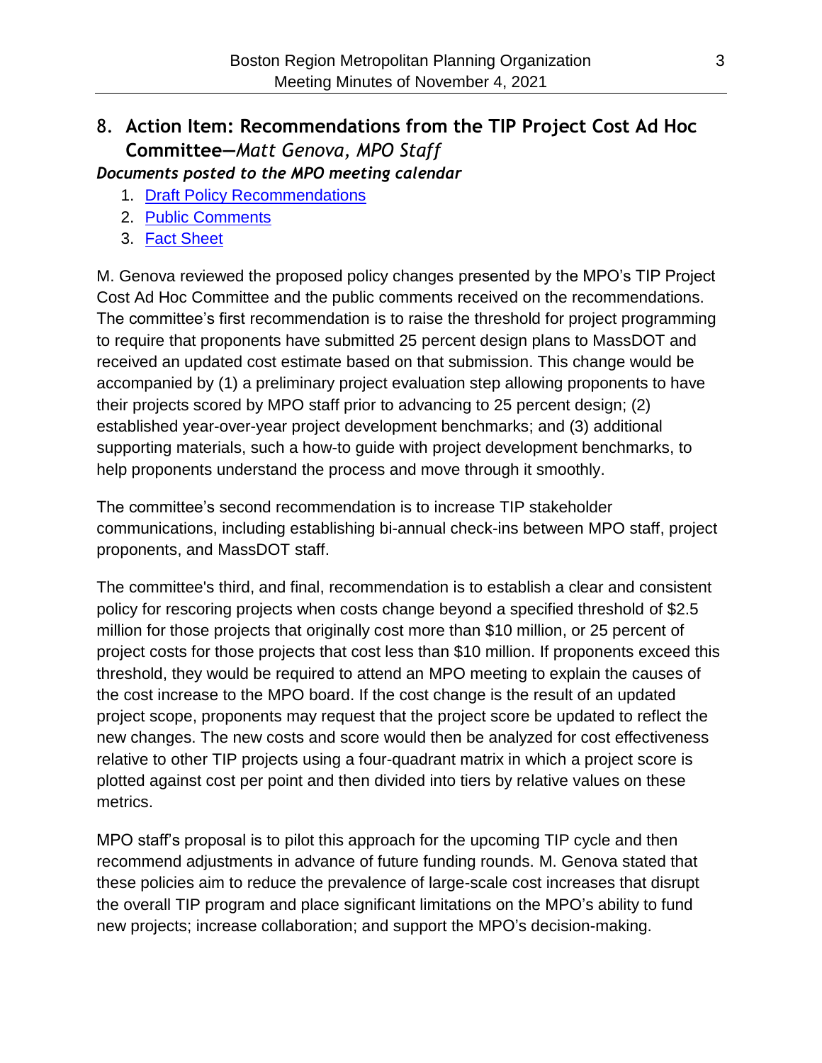## 8. Action Item: Recommendations from the TIP Project Cost Ad Hoc Committee—*Matt Genova, MPO Staff*

***Documents posted to the MPO meeting calendar***

1. [Draft Policy Recommendations]
2. [Public Comments]
3. [Fact Sheet]

M. Genova reviewed the proposed policy changes presented by the MPO's TIP Project Cost Ad Hoc Committee and the public comments received on the recommendations. The committee's first recommendation is to raise the threshold for project programming to require that proponents have submitted 25 percent design plans to MassDOT and received an updated cost estimate based on that submission. This change would be accompanied by (1) a preliminary project evaluation step allowing proponents to have their projects scored by MPO staff prior to advancing to 25 percent design; (2) established year-over-year project development benchmarks; and (3) additional supporting materials, such a how-to guide with project development benchmarks, to help proponents understand the process and move through it smoothly.

The committee's second recommendation is to increase TIP stakeholder communications, including establishing bi-annual check-ins between MPO staff, project proponents, and MassDOT staff.

The committee's third, and final, recommendation is to establish a clear and consistent policy for rescoring projects when costs change beyond a specified threshold of $2.5 million for those projects that originally cost more than $10 million, or 25 percent of project costs for those projects that cost less than $10 million. If proponents exceed this threshold, they would be required to attend an MPO meeting to explain the causes of the cost increase to the MPO board. If the cost change is the result of an updated project scope, proponents may request that the project score be updated to reflect the new changes. The new costs and score would then be analyzed for cost effectiveness relative to other TIP projects using a four-quadrant matrix in which a project score is plotted against cost per point and then divided into tiers by relative values on these metrics.

MPO staff's proposal is to pilot this approach for the upcoming TIP cycle and then recommend adjustments in advance of future funding rounds. M. Genova stated that these policies aim to reduce the prevalence of large-scale cost increases that disrupt the overall TIP program and place significant limitations on the MPO's ability to fund new projects; increase collaboration; and support the MPO's decision-making.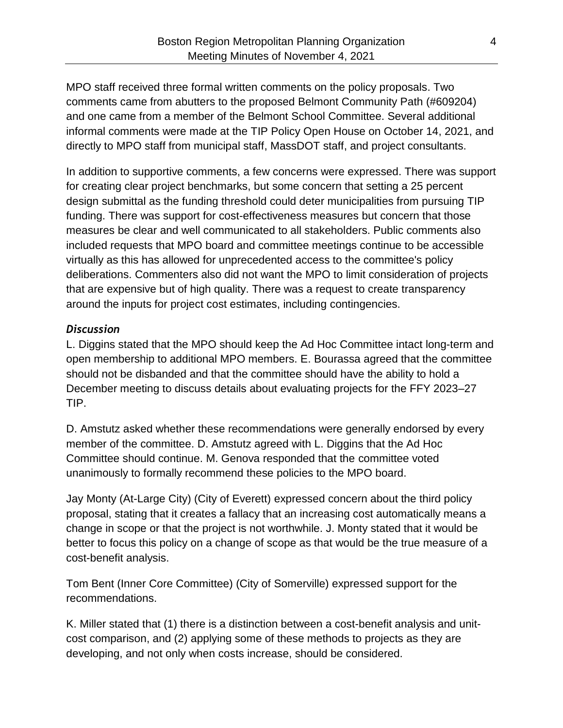MPO staff received three formal written comments on the policy proposals. Two comments came from abutters to the proposed Belmont Community Path (#609204) and one came from a member of the Belmont School Committee. Several additional informal comments were made at the TIP Policy Open House on October 14, 2021, and directly to MPO staff from municipal staff, MassDOT staff, and project consultants.

In addition to supportive comments, a few concerns were expressed. There was support for creating clear project benchmarks, but some concern that setting a 25 percent design submittal as the funding threshold could deter municipalities from pursuing TIP funding. There was support for cost-effectiveness measures but concern that those measures be clear and well communicated to all stakeholders. Public comments also included requests that MPO board and committee meetings continue to be accessible virtually as this has allowed for unprecedented access to the committee's policy deliberations. Commenters also did not want the MPO to limit consideration of projects that are expensive but of high quality. There was a request to create transparency around the inputs for project cost estimates, including contingencies.

### *Discussion*

L. Diggins stated that the MPO should keep the Ad Hoc Committee intact long-term and open membership to additional MPO members. E. Bourassa agreed that the committee should not be disbanded and that the committee should have the ability to hold a December meeting to discuss details about evaluating projects for the FFY 2023–27 TIP.

D. Amstutz asked whether these recommendations were generally endorsed by every member of the committee. D. Amstutz agreed with L. Diggins that the Ad Hoc Committee should continue. M. Genova responded that the committee voted unanimously to formally recommend these policies to the MPO board.

Jay Monty (At-Large City) (City of Everett) expressed concern about the third policy proposal, stating that it creates a fallacy that an increasing cost automatically means a change in scope or that the project is not worthwhile. J. Monty stated that it would be better to focus this policy on a change of scope as that would be the true measure of a cost-benefit analysis.

Tom Bent (Inner Core Committee) (City of Somerville) expressed support for the recommendations.

K. Miller stated that (1) there is a distinction between a cost-benefit analysis and unit-cost comparison, and (2) applying some of these methods to projects as they are developing, and not only when costs increase, should be considered.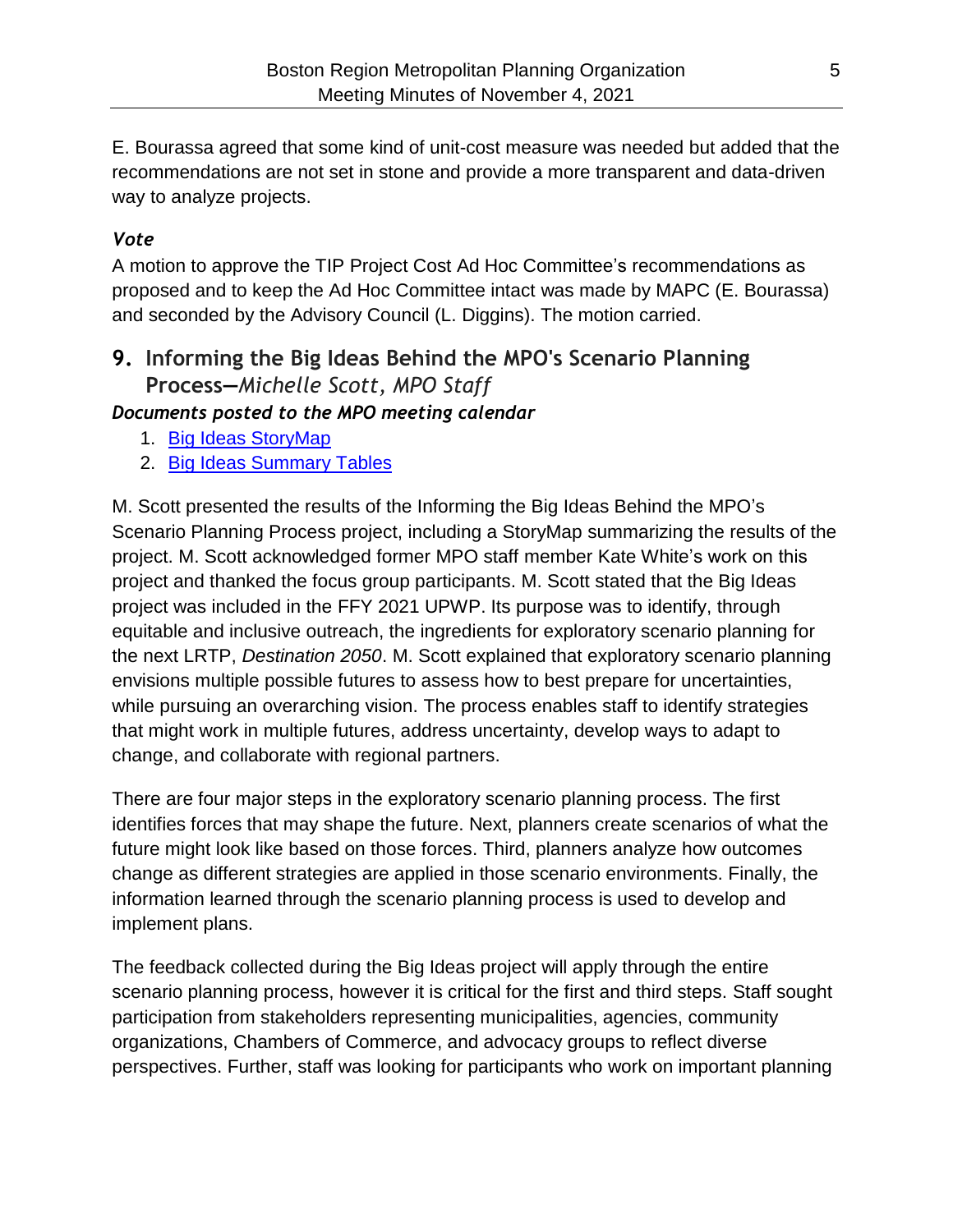E. Bourassa agreed that some kind of unit-cost measure was needed but added that the recommendations are not set in stone and provide a more transparent and data-driven way to analyze projects.

### *Vote*

A motion to approve the TIP Project Cost Ad Hoc Committee's recommendations as proposed and to keep the Ad Hoc Committee intact was made by MAPC (E. Bourassa) and seconded by the Advisory Council (L. Diggins). The motion carried.

## 9. Informing the Big Ideas Behind the MPO's Scenario Planning Process—*Michelle Scott, MPO Staff*

### *Documents posted to the MPO meeting calendar*

1. Big Ideas StoryMap
2. Big Ideas Summary Tables

M. Scott presented the results of the Informing the Big Ideas Behind the MPO's Scenario Planning Process project, including a StoryMap summarizing the results of the project. M. Scott acknowledged former MPO staff member Kate White's work on this project and thanked the focus group participants. M. Scott stated that the Big Ideas project was included in the FFY 2021 UPWP. Its purpose was to identify, through equitable and inclusive outreach, the ingredients for exploratory scenario planning for the next LRTP, *Destination 2050*. M. Scott explained that exploratory scenario planning envisions multiple possible futures to assess how to best prepare for uncertainties, while pursuing an overarching vision. The process enables staff to identify strategies that might work in multiple futures, address uncertainty, develop ways to adapt to change, and collaborate with regional partners.

There are four major steps in the exploratory scenario planning process. The first identifies forces that may shape the future. Next, planners create scenarios of what the future might look like based on those forces. Third, planners analyze how outcomes change as different strategies are applied in those scenario environments. Finally, the information learned through the scenario planning process is used to develop and implement plans.

The feedback collected during the Big Ideas project will apply through the entire scenario planning process, however it is critical for the first and third steps. Staff sought participation from stakeholders representing municipalities, agencies, community organizations, Chambers of Commerce, and advocacy groups to reflect diverse perspectives. Further, staff was looking for participants who work on important planning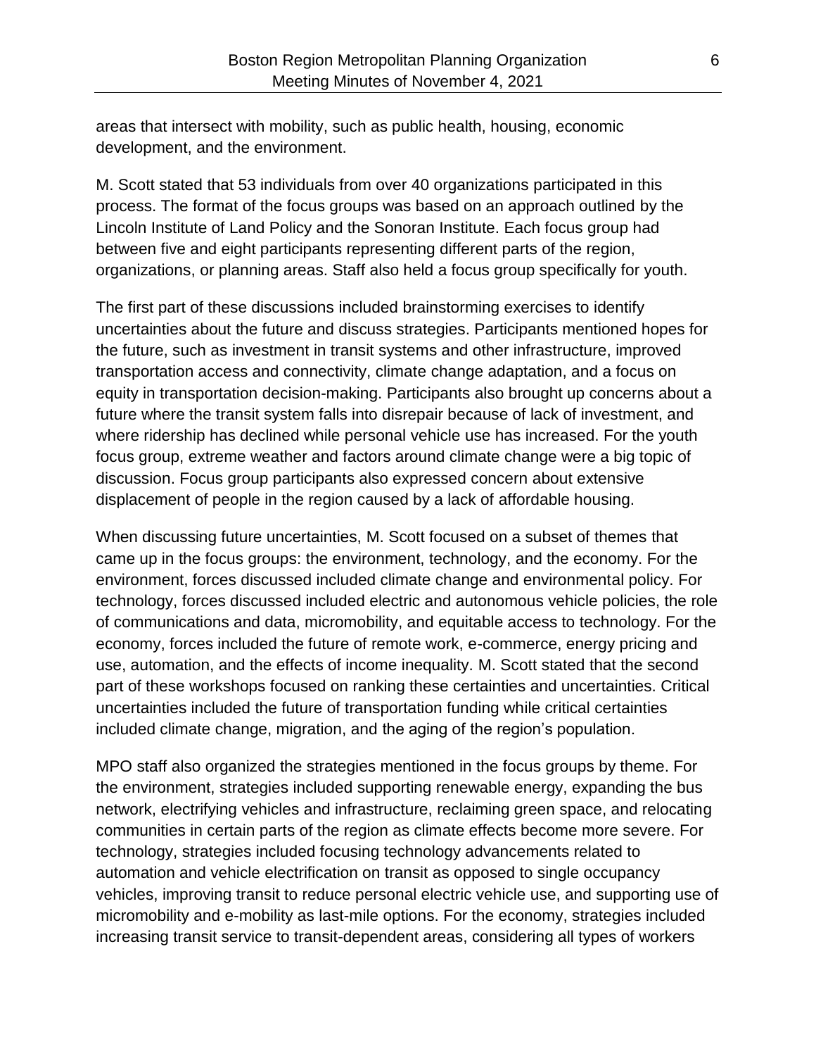areas that intersect with mobility, such as public health, housing, economic development, and the environment.

M. Scott stated that 53 individuals from over 40 organizations participated in this process. The format of the focus groups was based on an approach outlined by the Lincoln Institute of Land Policy and the Sonoran Institute. Each focus group had between five and eight participants representing different parts of the region, organizations, or planning areas. Staff also held a focus group specifically for youth.

The first part of these discussions included brainstorming exercises to identify uncertainties about the future and discuss strategies. Participants mentioned hopes for the future, such as investment in transit systems and other infrastructure, improved transportation access and connectivity, climate change adaptation, and a focus on equity in transportation decision-making. Participants also brought up concerns about a future where the transit system falls into disrepair because of lack of investment, and where ridership has declined while personal vehicle use has increased. For the youth focus group, extreme weather and factors around climate change were a big topic of discussion. Focus group participants also expressed concern about extensive displacement of people in the region caused by a lack of affordable housing.

When discussing future uncertainties, M. Scott focused on a subset of themes that came up in the focus groups: the environment, technology, and the economy. For the environment, forces discussed included climate change and environmental policy. For technology, forces discussed included electric and autonomous vehicle policies, the role of communications and data, micromobility, and equitable access to technology. For the economy, forces included the future of remote work, e-commerce, energy pricing and use, automation, and the effects of income inequality. M. Scott stated that the second part of these workshops focused on ranking these certainties and uncertainties. Critical uncertainties included the future of transportation funding while critical certainties included climate change, migration, and the aging of the region's population.

MPO staff also organized the strategies mentioned in the focus groups by theme. For the environment, strategies included supporting renewable energy, expanding the bus network, electrifying vehicles and infrastructure, reclaiming green space, and relocating communities in certain parts of the region as climate effects become more severe. For technology, strategies included focusing technology advancements related to automation and vehicle electrification on transit as opposed to single occupancy vehicles, improving transit to reduce personal electric vehicle use, and supporting use of micromobility and e-mobility as last-mile options. For the economy, strategies included increasing transit service to transit-dependent areas, considering all types of workers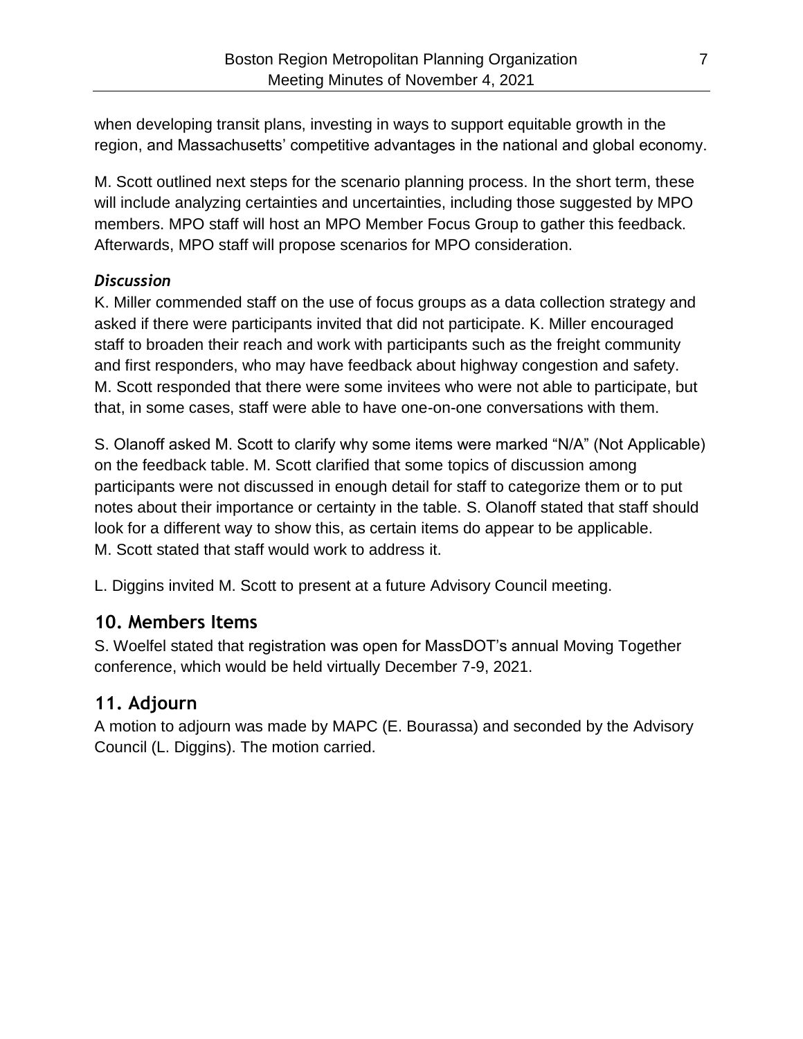when developing transit plans, investing in ways to support equitable growth in the region, and Massachusetts' competitive advantages in the national and global economy.

M. Scott outlined next steps for the scenario planning process. In the short term, these will include analyzing certainties and uncertainties, including those suggested by MPO members. MPO staff will host an MPO Member Focus Group to gather this feedback. Afterwards, MPO staff will propose scenarios for MPO consideration.

***Discussion***

K. Miller commended staff on the use of focus groups as a data collection strategy and asked if there were participants invited that did not participate. K. Miller encouraged staff to broaden their reach and work with participants such as the freight community and first responders, who may have feedback about highway congestion and safety. M. Scott responded that there were some invitees who were not able to participate, but that, in some cases, staff were able to have one-on-one conversations with them.

S. Olanoff asked M. Scott to clarify why some items were marked "N/A" (Not Applicable) on the feedback table. M. Scott clarified that some topics of discussion among participants were not discussed in enough detail for staff to categorize them or to put notes about their importance or certainty in the table. S. Olanoff stated that staff should look for a different way to show this, as certain items do appear to be applicable. M. Scott stated that staff would work to address it.

L. Diggins invited M. Scott to present at a future Advisory Council meeting.

## 10. Members Items

S. Woelfel stated that registration was open for MassDOT's annual Moving Together conference, which would be held virtually December 7-9, 2021.

## 11. Adjourn

A motion to adjourn was made by MAPC (E. Bourassa) and seconded by the Advisory Council (L. Diggins). The motion carried.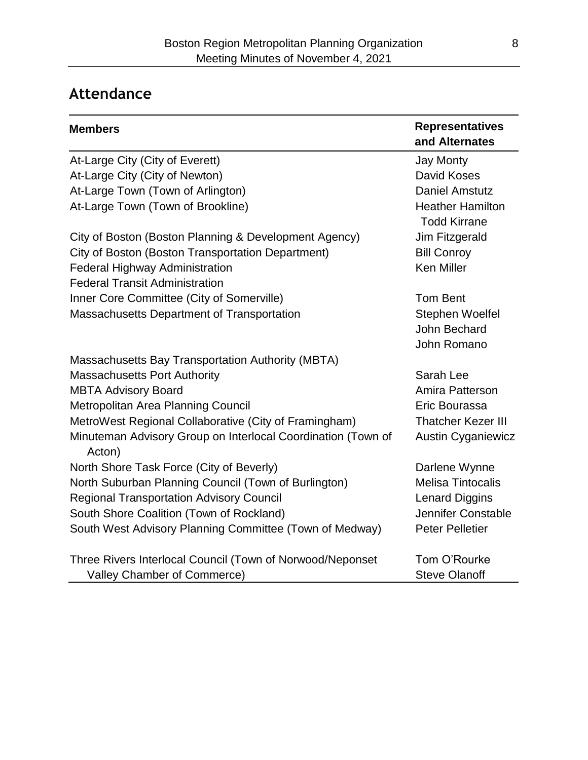## Attendance

| Members | Representatives and Alternates |
|---|---|
| At-Large City (City of Everett) | Jay Monty |
| At-Large City (City of Newton) | David Koses |
| At-Large Town (Town of Arlington) | Daniel Amstutz |
| At-Large Town (Town of Brookline) | Heather Hamilton<br>Todd Kirrane |
| City of Boston (Boston Planning & Development Agency) | Jim Fitzgerald |
| City of Boston (Boston Transportation Department) | Bill Conroy |
| Federal Highway Administration | Ken Miller |
| Federal Transit Administration | |
| Inner Core Committee (City of Somerville) | Tom Bent |
| Massachusetts Department of Transportation | Stephen Woelfel<br>John Bechard<br>John Romano |
| Massachusetts Bay Transportation Authority (MBTA) | |
| Massachusetts Port Authority | Sarah Lee |
| MBTA Advisory Board | Amira Patterson |
| Metropolitan Area Planning Council | Eric Bourassa |
| MetroWest Regional Collaborative (City of Framingham) | Thatcher Kezer III |
| Minuteman Advisory Group on Interlocal Coordination (Town of Acton) | Austin Cyganiewicz |
| North Shore Task Force (City of Beverly) | Darlene Wynne |
| North Suburban Planning Council (Town of Burlington) | Melisa Tintocalis |
| Regional Transportation Advisory Council | Lenard Diggins |
| South Shore Coalition (Town of Rockland) | Jennifer Constable |
| South West Advisory Planning Committee (Town of Medway) | Peter Pelletier |
| Three Rivers Interlocal Council (Town of Norwood/Neponset Valley Chamber of Commerce) | Tom O'Rourke<br>Steve Olanoff |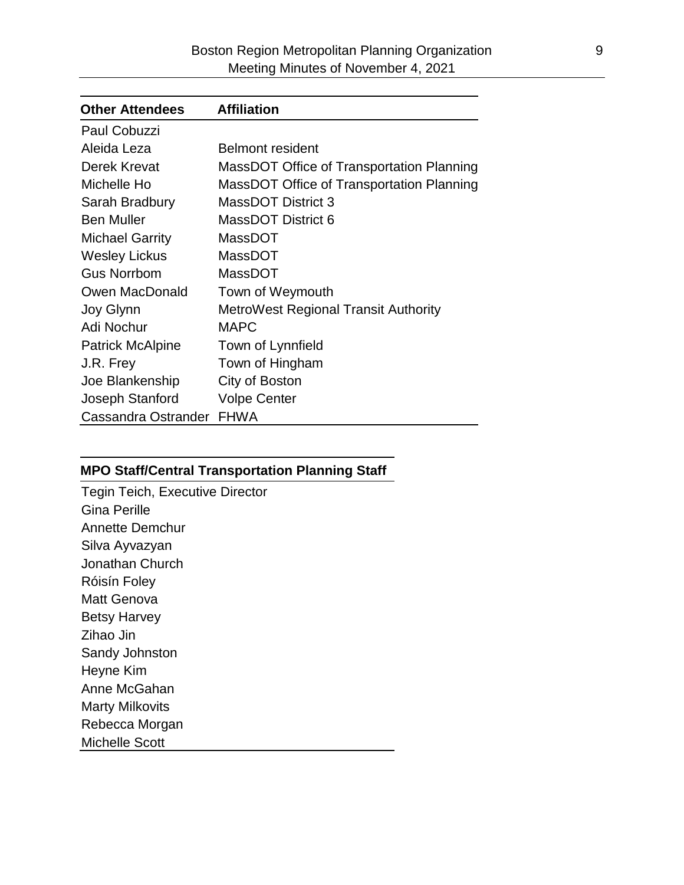| Other Attendees | Affiliation |
|---|---|
| Paul Cobuzzi | |
| Aleida Leza | Belmont resident |
| Derek Krevat | MassDOT Office of Transportation Planning |
| Michelle Ho | MassDOT Office of Transportation Planning |
| Sarah Bradbury | MassDOT District 3 |
| Ben Muller | MassDOT District 6 |
| Michael Garrity | MassDOT |
| Wesley Lickus | MassDOT |
| Gus Norrbom | MassDOT |
| Owen MacDonald | Town of Weymouth |
| Joy Glynn | MetroWest Regional Transit Authority |
| Adi Nochur | MAPC |
| Patrick McAlpine | Town of Lynnfield |
| J.R. Frey | Town of Hingham |
| Joe Blankenship | City of Boston |
| Joseph Stanford | Volpe Center |
| Cassandra Ostrander | FHWA |

| MPO Staff/Central Transportation Planning Staff |
|---|
| Tegin Teich, Executive Director |
| Gina Perille |
| Annette Demchur |
| Silva Ayvazyan |
| Jonathan Church |
| Róisín Foley |
| Matt Genova |
| Betsy Harvey |
| Zihao Jin |
| Sandy Johnston |
| Heyne Kim |
| Anne McGahan |
| Marty Milkovits |
| Rebecca Morgan |
| Michelle Scott |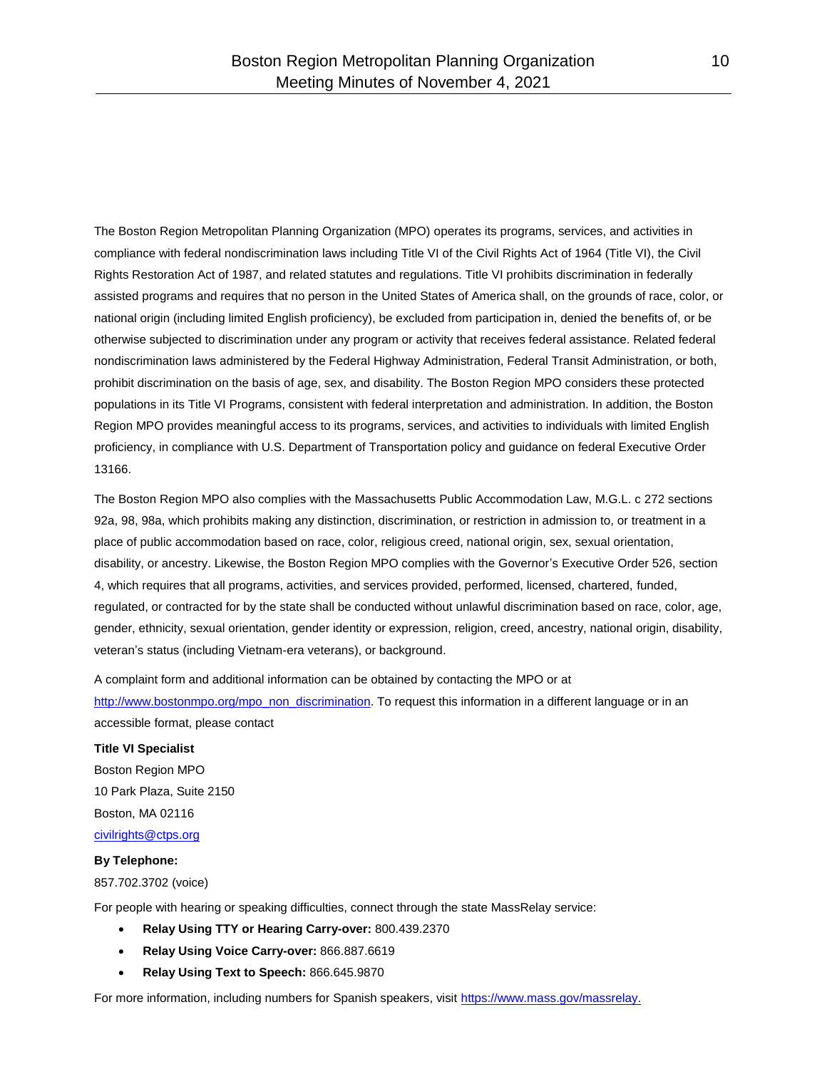The Boston Region Metropolitan Planning Organization (MPO) operates its programs, services, and activities in compliance with federal nondiscrimination laws including Title VI of the Civil Rights Act of 1964 (Title VI), the Civil Rights Restoration Act of 1987, and related statutes and regulations. Title VI prohibits discrimination in federally assisted programs and requires that no person in the United States of America shall, on the grounds of race, color, or national origin (including limited English proficiency), be excluded from participation in, denied the benefits of, or be otherwise subjected to discrimination under any program or activity that receives federal assistance. Related federal nondiscrimination laws administered by the Federal Highway Administration, Federal Transit Administration, or both, prohibit discrimination on the basis of age, sex, and disability. The Boston Region MPO considers these protected populations in its Title VI Programs, consistent with federal interpretation and administration. In addition, the Boston Region MPO provides meaningful access to its programs, services, and activities to individuals with limited English proficiency, in compliance with U.S. Department of Transportation policy and guidance on federal Executive Order 13166.

The Boston Region MPO also complies with the Massachusetts Public Accommodation Law, M.G.L. c 272 sections 92a, 98, 98a, which prohibits making any distinction, discrimination, or restriction in admission to, or treatment in a place of public accommodation based on race, color, religious creed, national origin, sex, sexual orientation, disability, or ancestry. Likewise, the Boston Region MPO complies with the Governor's Executive Order 526, section 4, which requires that all programs, activities, and services provided, performed, licensed, chartered, funded, regulated, or contracted for by the state shall be conducted without unlawful discrimination based on race, color, age, gender, ethnicity, sexual orientation, gender identity or expression, religion, creed, ancestry, national origin, disability, veteran's status (including Vietnam-era veterans), or background.

A complaint form and additional information can be obtained by contacting the MPO or at http://www.bostonmpo.org/mpo_non_discrimination. To request this information in a different language or in an accessible format, please contact

**Title VI Specialist**
Boston Region MPO
10 Park Plaza, Suite 2150
Boston, MA 02116
civilrights@ctps.org

**By Telephone:**
857.702.3702 (voice)

For people with hearing or speaking difficulties, connect through the state MassRelay service:

- **Relay Using TTY or Hearing Carry-over:** 800.439.2370
- **Relay Using Voice Carry-over:** 866.887.6619
- **Relay Using Text to Speech:** 866.645.9870

For more information, including numbers for Spanish speakers, visit https://www.mass.gov/massrelay.